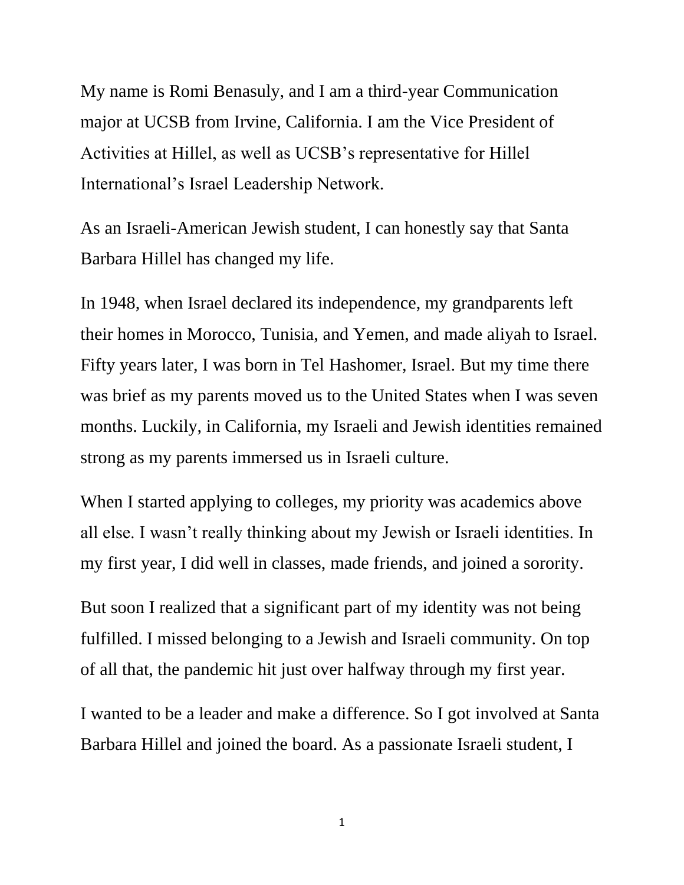My name is Romi Benasuly, and I am a third-year Communication major at UCSB from Irvine, California. I am the Vice President of Activities at Hillel, as well as UCSB's representative for Hillel International's Israel Leadership Network.

As an Israeli-American Jewish student, I can honestly say that Santa Barbara Hillel has changed my life.

In 1948, when Israel declared its independence, my grandparents left their homes in Morocco, Tunisia, and Yemen, and made aliyah to Israel. Fifty years later, I was born in Tel Hashomer, Israel. But my time there was brief as my parents moved us to the United States when I was seven months. Luckily, in California, my Israeli and Jewish identities remained strong as my parents immersed us in Israeli culture.

When I started applying to colleges, my priority was academics above all else. I wasn't really thinking about my Jewish or Israeli identities. In my first year, I did well in classes, made friends, and joined a sorority.

But soon I realized that a significant part of my identity was not being fulfilled. I missed belonging to a Jewish and Israeli community. On top of all that, the pandemic hit just over halfway through my first year.

I wanted to be a leader and make a difference. So I got involved at Santa Barbara Hillel and joined the board. As a passionate Israeli student, I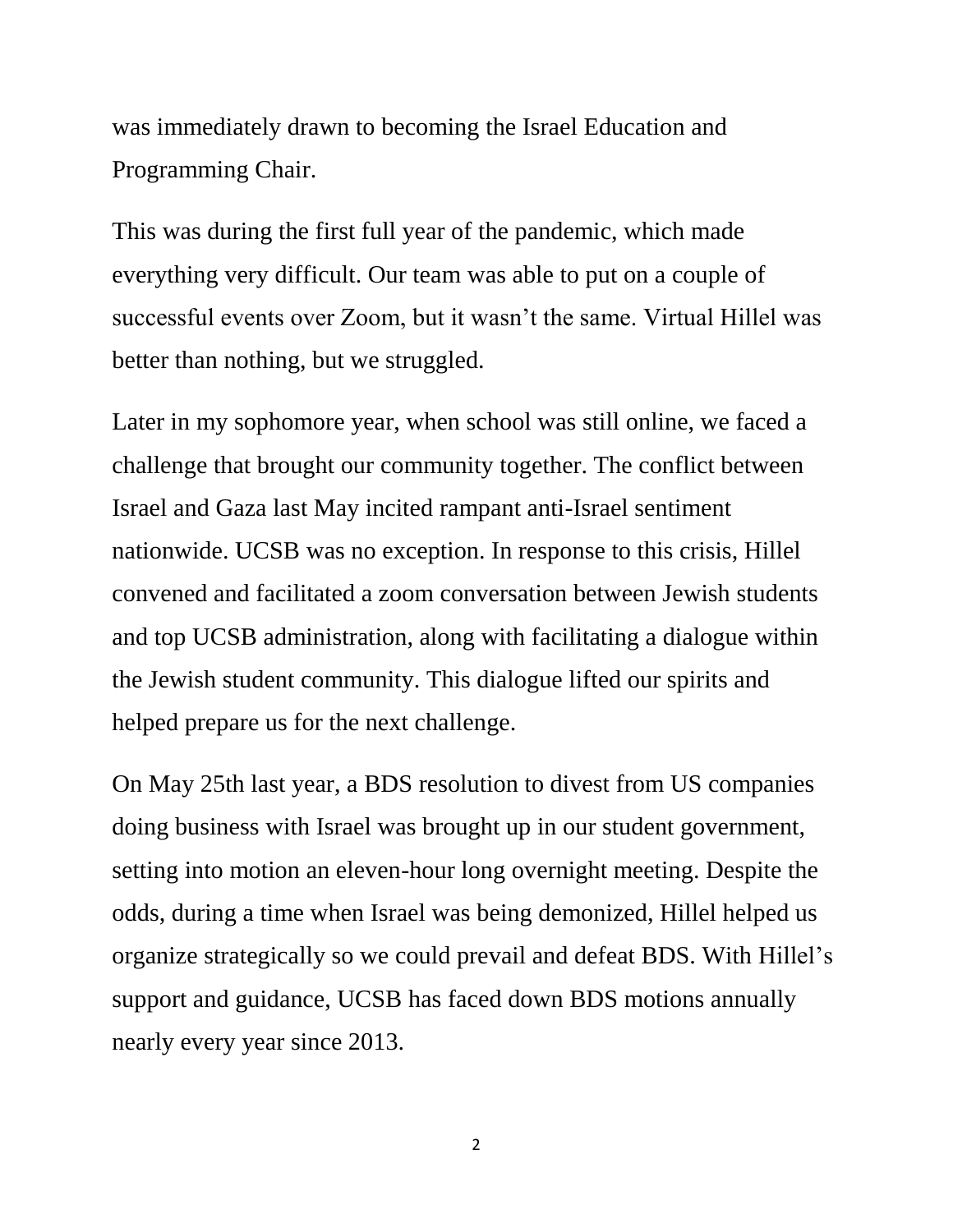was immediately drawn to becoming the Israel Education and Programming Chair.

This was during the first full year of the pandemic, which made everything very difficult. Our team was able to put on a couple of successful events over Zoom, but it wasn't the same. Virtual Hillel was better than nothing, but we struggled.

Later in my sophomore year, when school was still online, we faced a challenge that brought our community together. The conflict between Israel and Gaza last May incited rampant anti-Israel sentiment nationwide. UCSB was no exception. In response to this crisis, Hillel convened and facilitated a zoom conversation between Jewish students and top UCSB administration, along with facilitating a dialogue within the Jewish student community. This dialogue lifted our spirits and helped prepare us for the next challenge.

On May 25th last year, a BDS resolution to divest from US companies doing business with Israel was brought up in our student government, setting into motion an eleven-hour long overnight meeting. Despite the odds, during a time when Israel was being demonized, Hillel helped us organize strategically so we could prevail and defeat BDS. With Hillel's support and guidance, UCSB has faced down BDS motions annually nearly every year since 2013.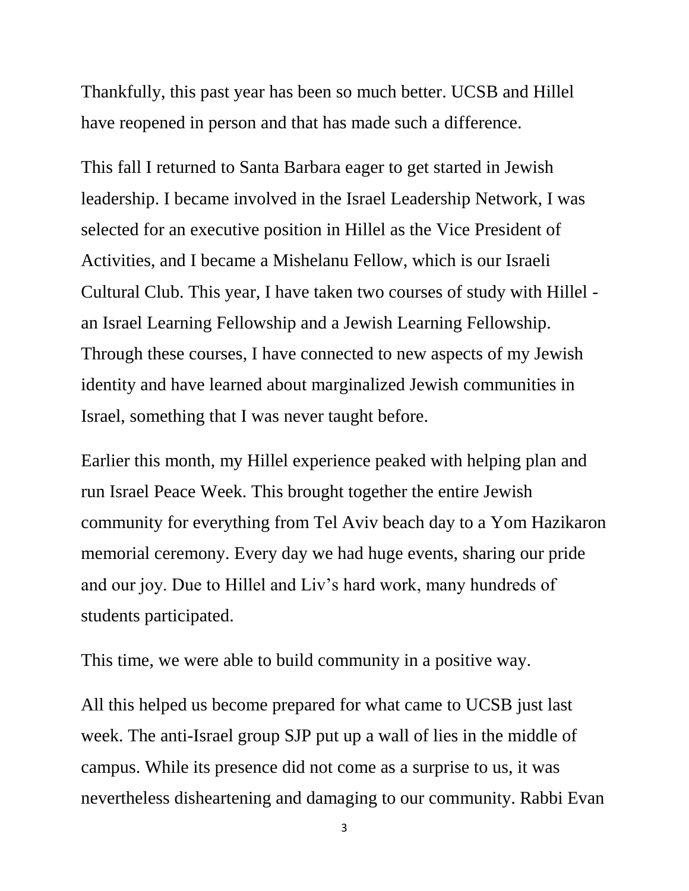Thankfully, this past year has been so much better. UCSB and Hillel have reopened in person and that has made such a difference.

This fall I returned to Santa Barbara eager to get started in Jewish leadership. I became involved in the Israel Leadership Network, I was selected for an executive position in Hillel as the Vice President of Activities, and I became a Mishelanu Fellow, which is our Israeli Cultural Club. This year, I have taken two courses of study with Hillel - an Israel Learning Fellowship and a Jewish Learning Fellowship. Through these courses, I have connected to new aspects of my Jewish identity and have learned about marginalized Jewish communities in Israel, something that I was never taught before.

Earlier this month, my Hillel experience peaked with helping plan and run Israel Peace Week. This brought together the entire Jewish community for everything from Tel Aviv beach day to a Yom Hazikaron memorial ceremony. Every day we had huge events, sharing our pride and our joy. Due to Hillel and Liv's hard work, many hundreds of students participated.

This time, we were able to build community in a positive way.

All this helped us become prepared for what came to UCSB just last week. The anti-Israel group SJP put up a wall of lies in the middle of campus. While its presence did not come as a surprise to us, it was nevertheless disheartening and damaging to our community. Rabbi Evan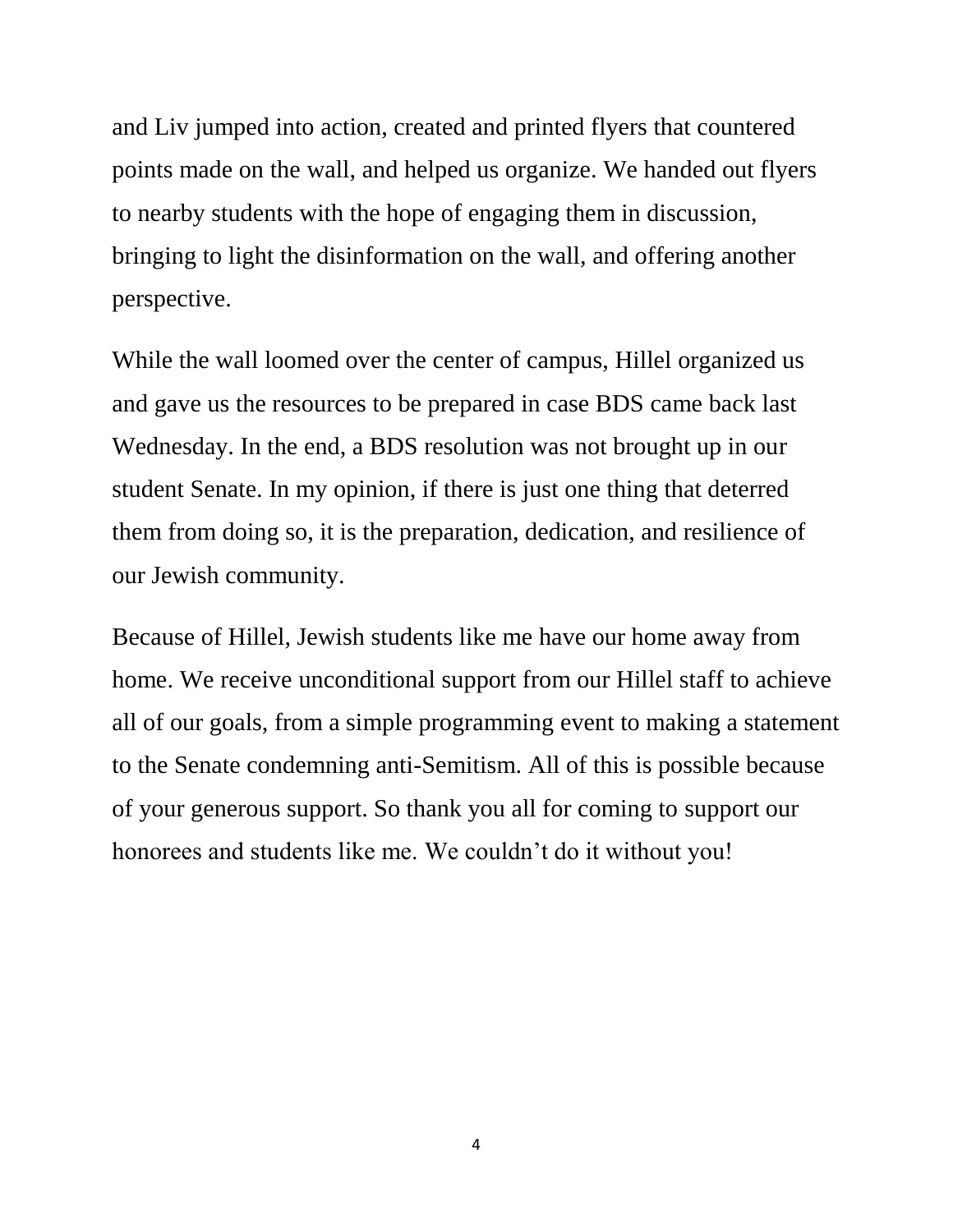and Liv jumped into action, created and printed flyers that countered points made on the wall, and helped us organize. We handed out flyers to nearby students with the hope of engaging them in discussion, bringing to light the disinformation on the wall, and offering another perspective.

While the wall loomed over the center of campus, Hillel organized us and gave us the resources to be prepared in case BDS came back last Wednesday. In the end, a BDS resolution was not brought up in our student Senate. In my opinion, if there is just one thing that deterred them from doing so, it is the preparation, dedication, and resilience of our Jewish community.

Because of Hillel, Jewish students like me have our home away from home. We receive unconditional support from our Hillel staff to achieve all of our goals, from a simple programming event to making a statement to the Senate condemning anti-Semitism. All of this is possible because of your generous support. So thank you all for coming to support our honorees and students like me. We couldn't do it without you!